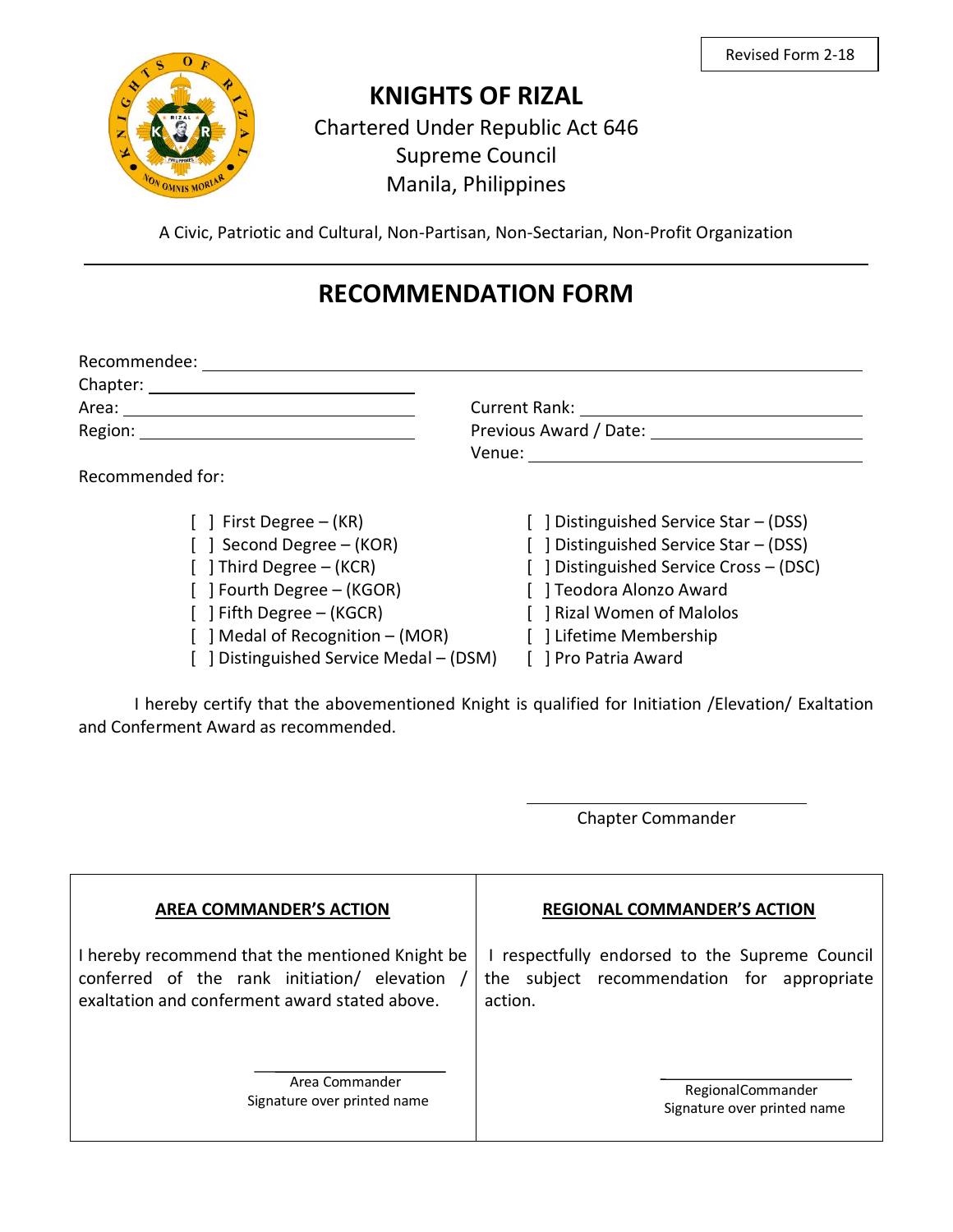Revised Form 2-18

# KNIGHTS OF RIZAL

Chartered Under Republic Act 646
Supreme Council
Manila, Philippines

A Civic, Patriotic and Cultural, Non-Partisan, Non-Sectarian, Non-Profit Organization

## RECOMMENDATION FORM

Recommendee: ______________________________________________

Chapter: ____________________

Area: ____________________ Current Rank: ____________________

Region: ____________________ Previous Award / Date: ____________________

Venue: ____________________

Recommended for:

- [ ] First Degree – (KR)
- [ ] Second Degree – (KOR)
- [ ] Third Degree – (KCR)
- [ ] Fourth Degree – (KGOR)
- [ ] Fifth Degree – (KGCR)
- [ ] Medal of Recognition – (MOR)
- [ ] Distinguished Service Medal – (DSM)
- [ ] Distinguished Service Star – (DSS)
- [ ] Distinguished Service Star – (DSS)
- [ ] Distinguished Service Cross – (DSC)
- [ ] Teodora Alonzo Award
- [ ] Rizal Women of Malolos
- [ ] Lifetime Membership
- [ ] Pro Patria Award

I hereby certify that the abovementioned Knight is qualified for Initiation /Elevation/ Exaltation and Conferment Award as recommended.

____________________
Chapter Commander

| AREA COMMANDER'S ACTION | REGIONAL COMMANDER'S ACTION |
|---|---|
| I hereby recommend that the mentioned Knight be conferred of the rank initiation/ elevation / exaltation and conferment award stated above.<br><br>____________________<br>Area Commander<br>Signature over printed name | I respectfully endorsed to the Supreme Council the subject recommendation for appropriate action.<br><br>____________________<br>RegionalCommander<br>Signature over printed name |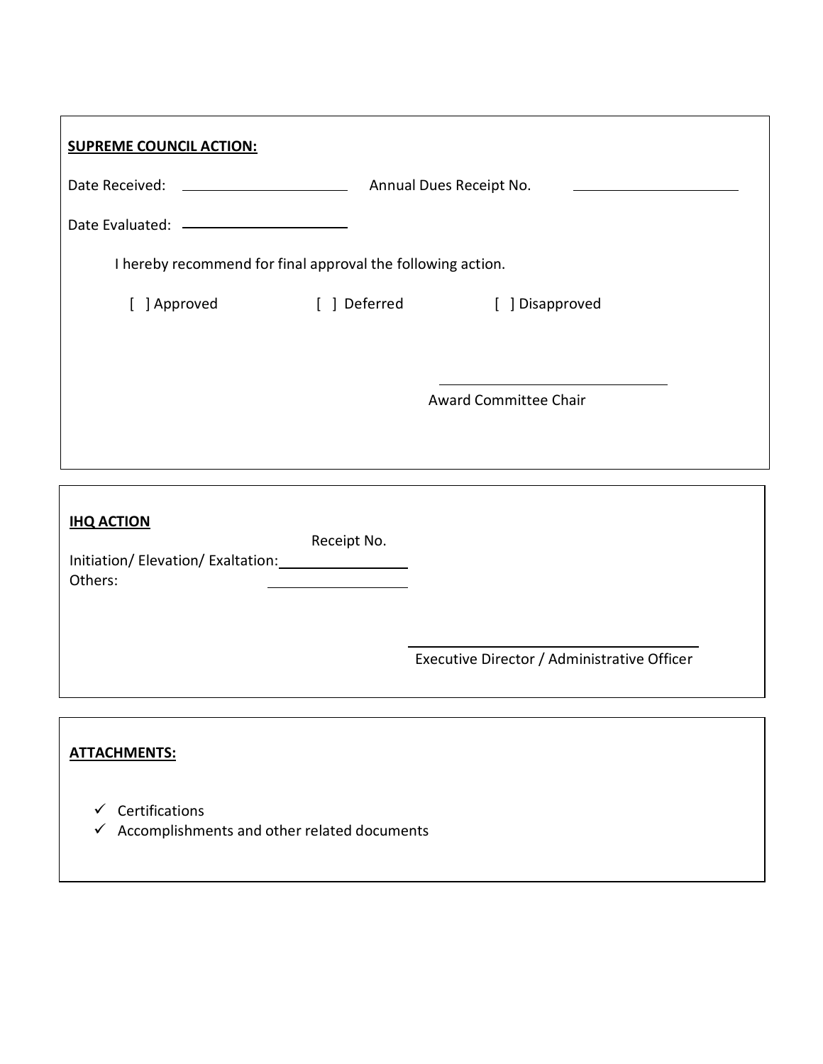**SUPREME COUNCIL ACTION:**

Date Received: ______________________ Annual Dues Receipt No. ______________________

Date Evaluated: ______________________

I hereby recommend for final approval the following action.

[ ] Approved [ ] Deferred [ ] Disapproved

______________________________
Award Committee Chair

**IHQ ACTION**

Receipt No.

Initiation/ Elevation/ Exaltation: ________________

Others: ________________

______________________________
Executive Director / Administrative Officer

**ATTACHMENTS:**

- ✓ Certifications
- ✓ Accomplishments and other related documents